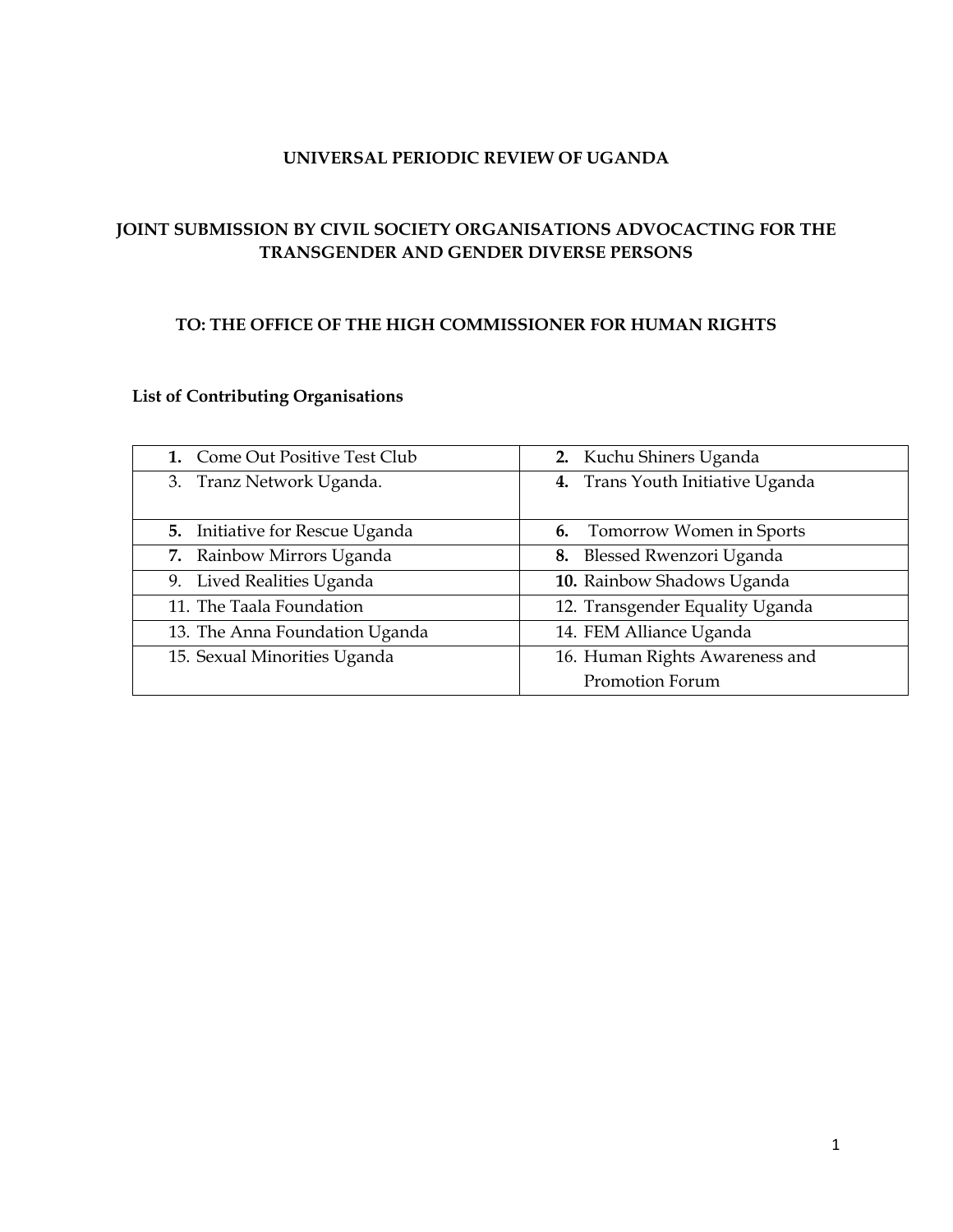**UNIVERSAL PERIODIC REVIEW OF UGANDA**

**JOINT SUBMISSION BY CIVIL SOCIETY ORGANISATIONS ADVOCACTING FOR THE TRANSGENDER AND GENDER DIVERSE PERSONS**

**TO: THE OFFICE OF THE HIGH COMMISSIONER FOR HUMAN RIGHTS**

**List of Contributing Organisations**

| | |
|---|---|
| **1.** Come Out Positive Test Club | **2.** Kuchu Shiners Uganda |
| 3. Tranz Network Uganda. | **4.** Trans Youth Initiative Uganda |
| **5.** Initiative for Rescue Uganda | **6.** Tomorrow Women in Sports |
| **7.** Rainbow Mirrors Uganda | **8.** Blessed Rwenzori Uganda |
| 9. Lived Realities Uganda | **10.** Rainbow Shadows Uganda |
| 11. The Taala Foundation | 12. Transgender Equality Uganda |
| 13. The Anna Foundation Uganda | 14. FEM Alliance Uganda |
| 15. Sexual Minorities Uganda | 16. Human Rights Awareness and Promotion Forum |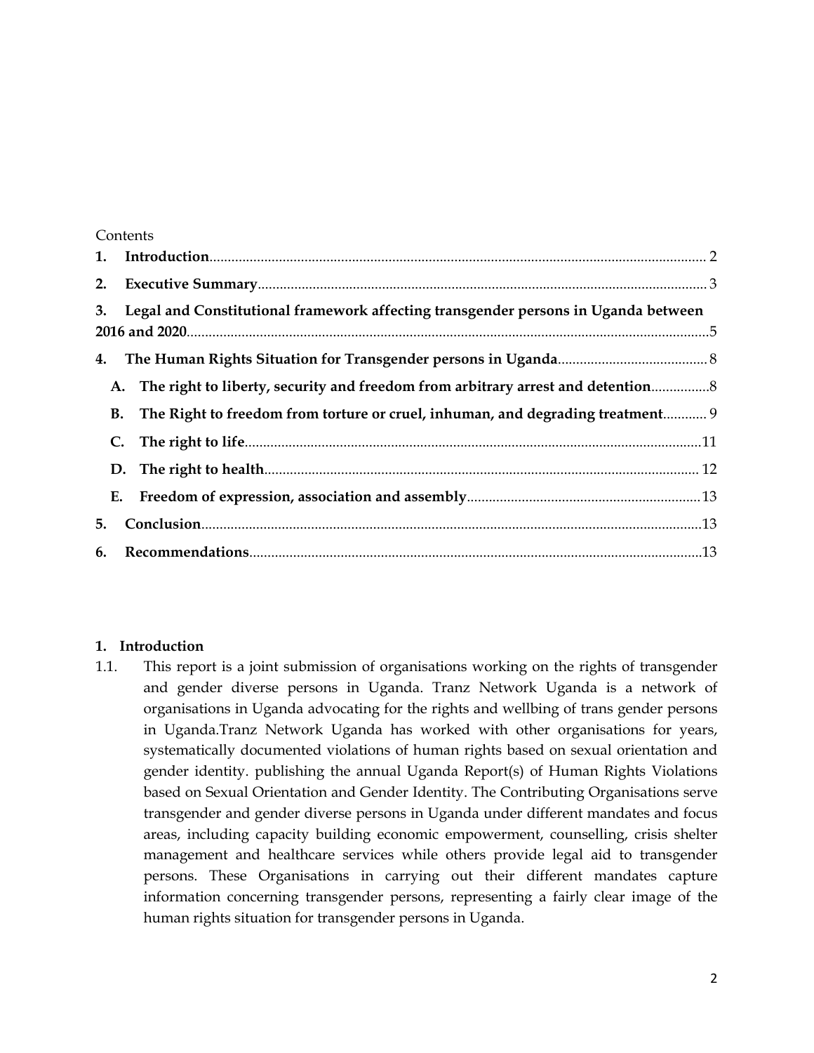Contents

1. **Introduction** ........ 2
2. **Executive Summary** ........ 3
3. **Legal and Constitutional framework affecting transgender persons in Uganda between 2016 and 2020** ........ 5
4. **The Human Rights Situation for Transgender persons in Uganda** ........ 8
   - A. **The right to liberty, security and freedom from arbitrary arrest and detention** ........ 8
   - B. **The Right to freedom from torture or cruel, inhuman, and degrading treatment** ........ 9
   - C. **The right to life** ........ 11
   - D. **The right to health** ........ 12
   - E. **Freedom of expression, association and assembly** ........ 13
5. **Conclusion** ........ 13
6. **Recommendations** ........ 13

## 1. Introduction

1.1. This report is a joint submission of organisations working on the rights of transgender and gender diverse persons in Uganda. Tranz Network Uganda is a network of organisations in Uganda advocating for the rights and wellbing of trans gender persons in Uganda.Tranz Network Uganda has worked with other organisations for years, systematically documented violations of human rights based on sexual orientation and gender identity. publishing the annual Uganda Report(s) of Human Rights Violations based on Sexual Orientation and Gender Identity. The Contributing Organisations serve transgender and gender diverse persons in Uganda under different mandates and focus areas, including capacity building economic empowerment, counselling, crisis shelter management and healthcare services while others provide legal aid to transgender persons. These Organisations in carrying out their different mandates capture information concerning transgender persons, representing a fairly clear image of the human rights situation for transgender persons in Uganda.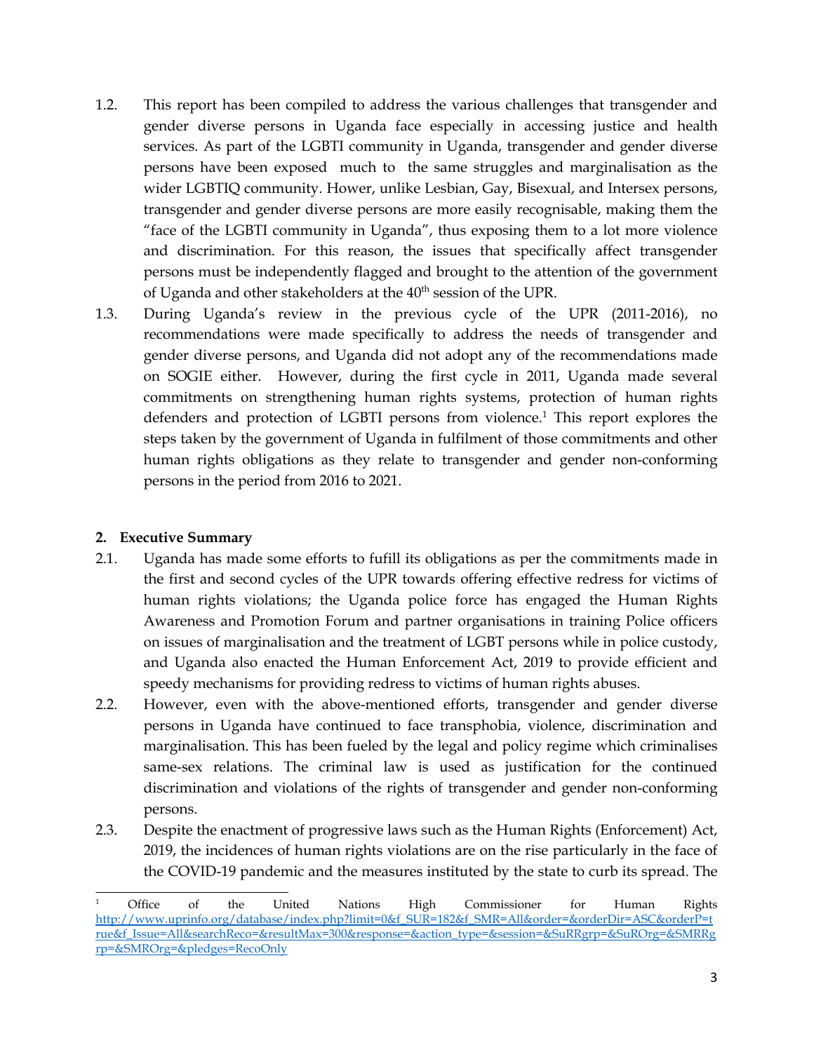1.2. This report has been compiled to address the various challenges that transgender and gender diverse persons in Uganda face especially in accessing justice and health services. As part of the LGBTI community in Uganda, transgender and gender diverse persons have been exposed much to the same struggles and marginalisation as the wider LGBTIQ community. Hower, unlike Lesbian, Gay, Bisexual, and Intersex persons, transgender and gender diverse persons are more easily recognisable, making them the "face of the LGBTI community in Uganda", thus exposing them to a lot more violence and discrimination. For this reason, the issues that specifically affect transgender persons must be independently flagged and brought to the attention of the government of Uganda and other stakeholders at the 40th session of the UPR.

1.3. During Uganda's review in the previous cycle of the UPR (2011-2016), no recommendations were made specifically to address the needs of transgender and gender diverse persons, and Uganda did not adopt any of the recommendations made on SOGIE either. However, during the first cycle in 2011, Uganda made several commitments on strengthening human rights systems, protection of human rights defenders and protection of LGBTI persons from violence.[1] This report explores the steps taken by the government of Uganda in fulfilment of those commitments and other human rights obligations as they relate to transgender and gender non-conforming persons in the period from 2016 to 2021.

## 2. Executive Summary

2.1. Uganda has made some efforts to fufill its obligations as per the commitments made in the first and second cycles of the UPR towards offering effective redress for victims of human rights violations; the Uganda police force has engaged the Human Rights Awareness and Promotion Forum and partner organisations in training Police officers on issues of marginalisation and the treatment of LGBT persons while in police custody, and Uganda also enacted the Human Enforcement Act, 2019 to provide efficient and speedy mechanisms for providing redress to victims of human rights abuses.

2.2. However, even with the above-mentioned efforts, transgender and gender diverse persons in Uganda have continued to face transphobia, violence, discrimination and marginalisation. This has been fueled by the legal and policy regime which criminalises same-sex relations. The criminal law is used as justification for the continued discrimination and violations of the rights of transgender and gender non-conforming persons.

2.3. Despite the enactment of progressive laws such as the Human Rights (Enforcement) Act, 2019, the incidences of human rights violations are on the rise particularly in the face of the COVID-19 pandemic and the measures instituted by the state to curb its spread. The

---

[1] Office of the United Nations High Commissioner for Human Rights http://www.uprinfo.org/database/index.php?limit=0&f_SUR=182&f_SMR=All&order=&orderDir=ASC&orderP=true&f_Issue=All&searchReco=&resultMax=300&response=&action_type=&session=&SuRRgrp=&SuROrg=&SMRRgrp=&SMROrg=&pledges=RecoOnly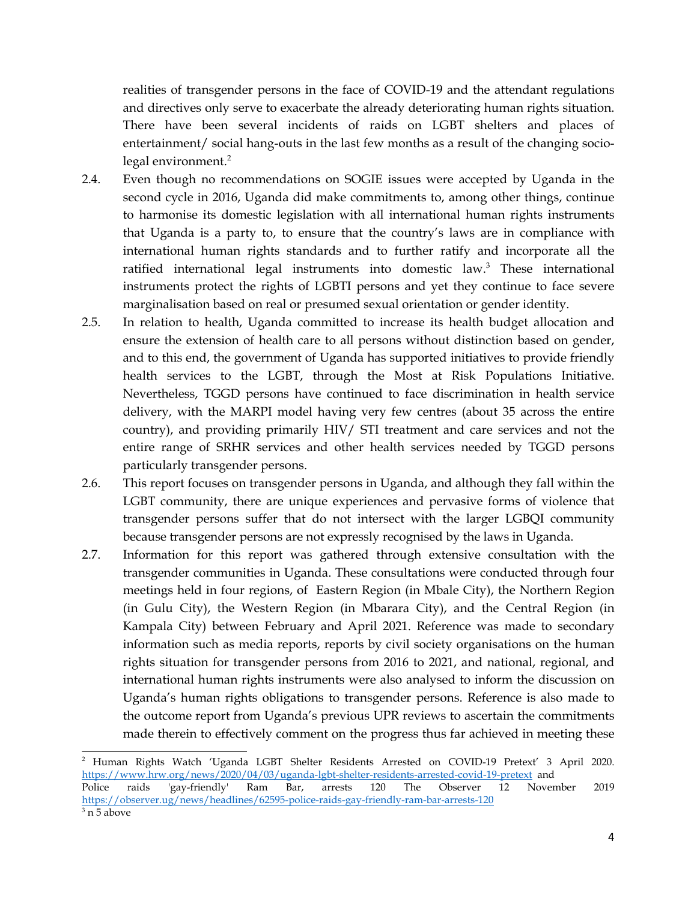realities of transgender persons in the face of COVID-19 and the attendant regulations and directives only serve to exacerbate the already deteriorating human rights situation. There have been several incidents of raids on LGBT shelters and places of entertainment/ social hang-outs in the last few months as a result of the changing socio-legal environment.[2]

2.4. Even though no recommendations on SOGIE issues were accepted by Uganda in the second cycle in 2016, Uganda did make commitments to, among other things, continue to harmonise its domestic legislation with all international human rights instruments that Uganda is a party to, to ensure that the country's laws are in compliance with international human rights standards and to further ratify and incorporate all the ratified international legal instruments into domestic law.[3] These international instruments protect the rights of LGBTI persons and yet they continue to face severe marginalisation based on real or presumed sexual orientation or gender identity.

2.5. In relation to health, Uganda committed to increase its health budget allocation and ensure the extension of health care to all persons without distinction based on gender, and to this end, the government of Uganda has supported initiatives to provide friendly health services to the LGBT, through the Most at Risk Populations Initiative. Nevertheless, TGGD persons have continued to face discrimination in health service delivery, with the MARPI model having very few centres (about 35 across the entire country), and providing primarily HIV/ STI treatment and care services and not the entire range of SRHR services and other health services needed by TGGD persons particularly transgender persons.

2.6. This report focuses on transgender persons in Uganda, and although they fall within the LGBT community, there are unique experiences and pervasive forms of violence that transgender persons suffer that do not intersect with the larger LGBQI community because transgender persons are not expressly recognised by the laws in Uganda.

2.7. Information for this report was gathered through extensive consultation with the transgender communities in Uganda. These consultations were conducted through four meetings held in four regions, of Eastern Region (in Mbale City), the Northern Region (in Gulu City), the Western Region (in Mbarara City), and the Central Region (in Kampala City) between February and April 2021. Reference was made to secondary information such as media reports, reports by civil society organisations on the human rights situation for transgender persons from 2016 to 2021, and national, regional, and international human rights instruments were also analysed to inform the discussion on Uganda's human rights obligations to transgender persons. Reference is also made to the outcome report from Uganda's previous UPR reviews to ascertain the commitments made therein to effectively comment on the progress thus far achieved in meeting these

---

[2] Human Rights Watch 'Uganda LGBT Shelter Residents Arrested on COVID-19 Pretext' 3 April 2020. https://www.hrw.org/news/2020/04/03/uganda-lgbt-shelter-residents-arrested-covid-19-pretext and Police raids 'gay-friendly' Ram Bar, arrests 120 The Observer 12 November 2019 https://observer.ug/news/headlines/62595-police-raids-gay-friendly-ram-bar-arrests-120

[3] n 5 above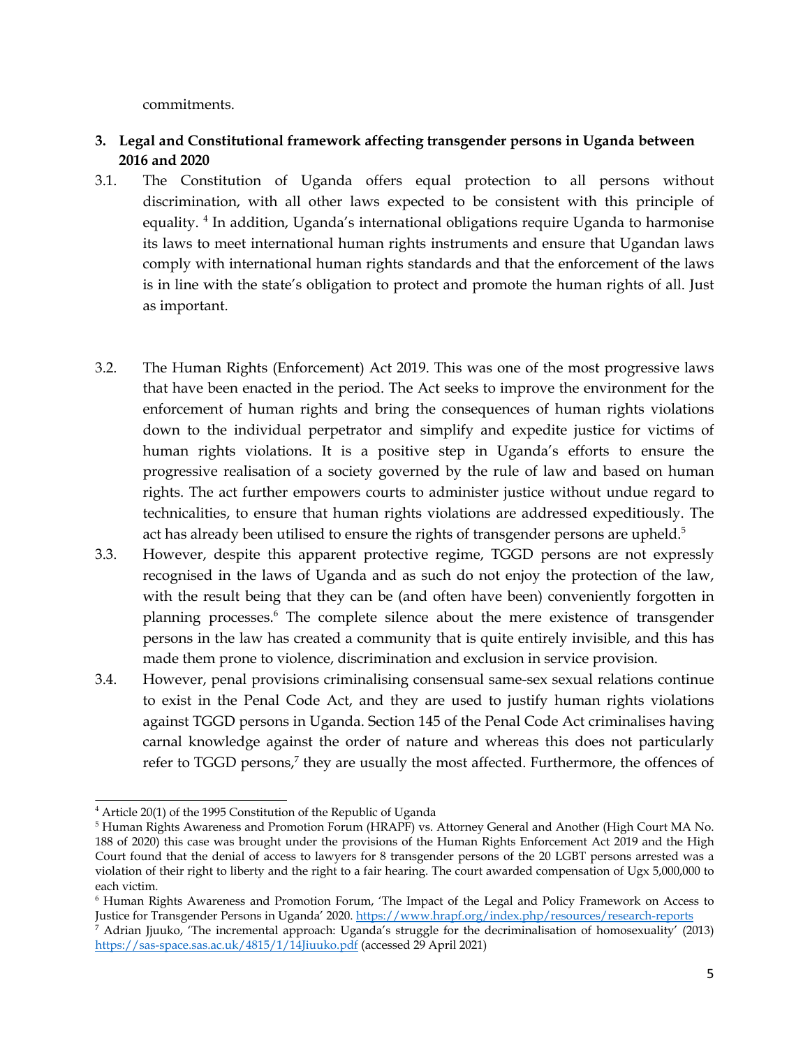commitments.

**3. Legal and Constitutional framework affecting transgender persons in Uganda between 2016 and 2020**

3.1. The Constitution of Uganda offers equal protection to all persons without discrimination, with all other laws expected to be consistent with this principle of equality. [4] In addition, Uganda's international obligations require Uganda to harmonise its laws to meet international human rights instruments and ensure that Ugandan laws comply with international human rights standards and that the enforcement of the laws is in line with the state's obligation to protect and promote the human rights of all. Just as important.

3.2. The Human Rights (Enforcement) Act 2019. This was one of the most progressive laws that have been enacted in the period. The Act seeks to improve the environment for the enforcement of human rights and bring the consequences of human rights violations down to the individual perpetrator and simplify and expedite justice for victims of human rights violations. It is a positive step in Uganda's efforts to ensure the progressive realisation of a society governed by the rule of law and based on human rights. The act further empowers courts to administer justice without undue regard to technicalities, to ensure that human rights violations are addressed expeditiously. The act has already been utilised to ensure the rights of transgender persons are upheld.[5]

3.3. However, despite this apparent protective regime, TGGD persons are not expressly recognised in the laws of Uganda and as such do not enjoy the protection of the law, with the result being that they can be (and often have been) conveniently forgotten in planning processes.[6] The complete silence about the mere existence of transgender persons in the law has created a community that is quite entirely invisible, and this has made them prone to violence, discrimination and exclusion in service provision.

3.4. However, penal provisions criminalising consensual same-sex sexual relations continue to exist in the Penal Code Act, and they are used to justify human rights violations against TGGD persons in Uganda. Section 145 of the Penal Code Act criminalises having carnal knowledge against the order of nature and whereas this does not particularly refer to TGGD persons,[7] they are usually the most affected. Furthermore, the offences of

---

[4] Article 20(1) of the 1995 Constitution of the Republic of Uganda

[5] Human Rights Awareness and Promotion Forum (HRAPF) vs. Attorney General and Another (High Court MA No. 188 of 2020) this case was brought under the provisions of the Human Rights Enforcement Act 2019 and the High Court found that the denial of access to lawyers for 8 transgender persons of the 20 LGBT persons arrested was a violation of their right to liberty and the right to a fair hearing. The court awarded compensation of Ugx 5,000,000 to each victim.

[6] Human Rights Awareness and Promotion Forum, 'The Impact of the Legal and Policy Framework on Access to Justice for Transgender Persons in Uganda' 2020. https://www.hrapf.org/index.php/resources/research-reports

[7] Adrian Jjuuko, 'The incremental approach: Uganda's struggle for the decriminalisation of homosexuality' (2013) https://sas-space.sas.ac.uk/4815/1/14Jjuuko.pdf (accessed 29 April 2021)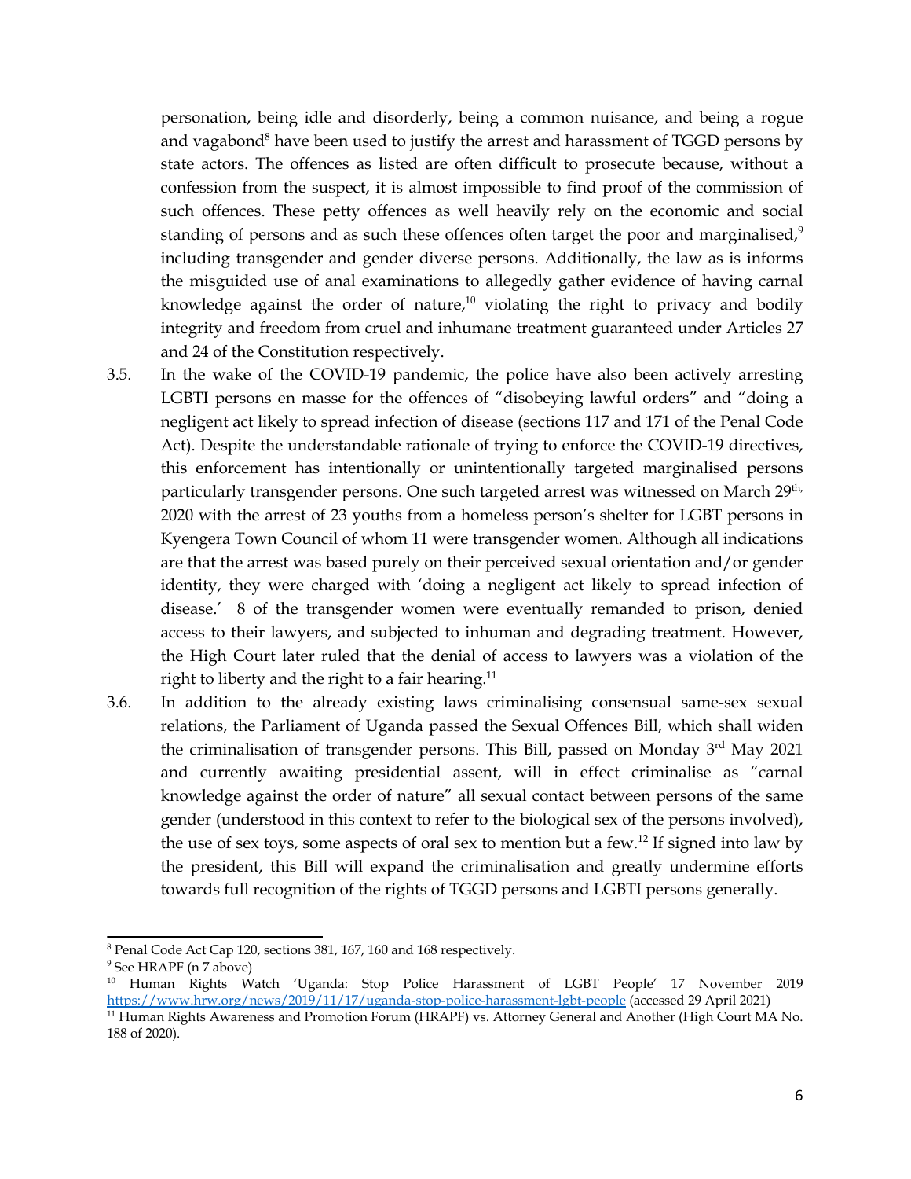personation, being idle and disorderly, being a common nuisance, and being a rogue and vagabond[8] have been used to justify the arrest and harassment of TGGD persons by state actors. The offences as listed are often difficult to prosecute because, without a confession from the suspect, it is almost impossible to find proof of the commission of such offences. These petty offences as well heavily rely on the economic and social standing of persons and as such these offences often target the poor and marginalised,[9] including transgender and gender diverse persons. Additionally, the law as is informs the misguided use of anal examinations to allegedly gather evidence of having carnal knowledge against the order of nature,[10] violating the right to privacy and bodily integrity and freedom from cruel and inhumane treatment guaranteed under Articles 27 and 24 of the Constitution respectively.

3.5. In the wake of the COVID-19 pandemic, the police have also been actively arresting LGBTI persons en masse for the offences of "disobeying lawful orders" and "doing a negligent act likely to spread infection of disease (sections 117 and 171 of the Penal Code Act). Despite the understandable rationale of trying to enforce the COVID-19 directives, this enforcement has intentionally or unintentionally targeted marginalised persons particularly transgender persons. One such targeted arrest was witnessed on March 29th, 2020 with the arrest of 23 youths from a homeless person's shelter for LGBT persons in Kyengera Town Council of whom 11 were transgender women. Although all indications are that the arrest was based purely on their perceived sexual orientation and/or gender identity, they were charged with 'doing a negligent act likely to spread infection of disease.' 8 of the transgender women were eventually remanded to prison, denied access to their lawyers, and subjected to inhuman and degrading treatment. However, the High Court later ruled that the denial of access to lawyers was a violation of the right to liberty and the right to a fair hearing.[11]

3.6. In addition to the already existing laws criminalising consensual same-sex sexual relations, the Parliament of Uganda passed the Sexual Offences Bill, which shall widen the criminalisation of transgender persons. This Bill, passed on Monday 3rd May 2021 and currently awaiting presidential assent, will in effect criminalise as "carnal knowledge against the order of nature" all sexual contact between persons of the same gender (understood in this context to refer to the biological sex of the persons involved), the use of sex toys, some aspects of oral sex to mention but a few.[12] If signed into law by the president, this Bill will expand the criminalisation and greatly undermine efforts towards full recognition of the rights of TGGD persons and LGBTI persons generally.

---

[8] Penal Code Act Cap 120, sections 381, 167, 160 and 168 respectively.

[9] See HRAPF (n 7 above)

[10] Human Rights Watch 'Uganda: Stop Police Harassment of LGBT People' 17 November 2019 https://www.hrw.org/news/2019/11/17/uganda-stop-police-harassment-lgbt-people (accessed 29 April 2021)

[11] Human Rights Awareness and Promotion Forum (HRAPF) vs. Attorney General and Another (High Court MA No. 188 of 2020).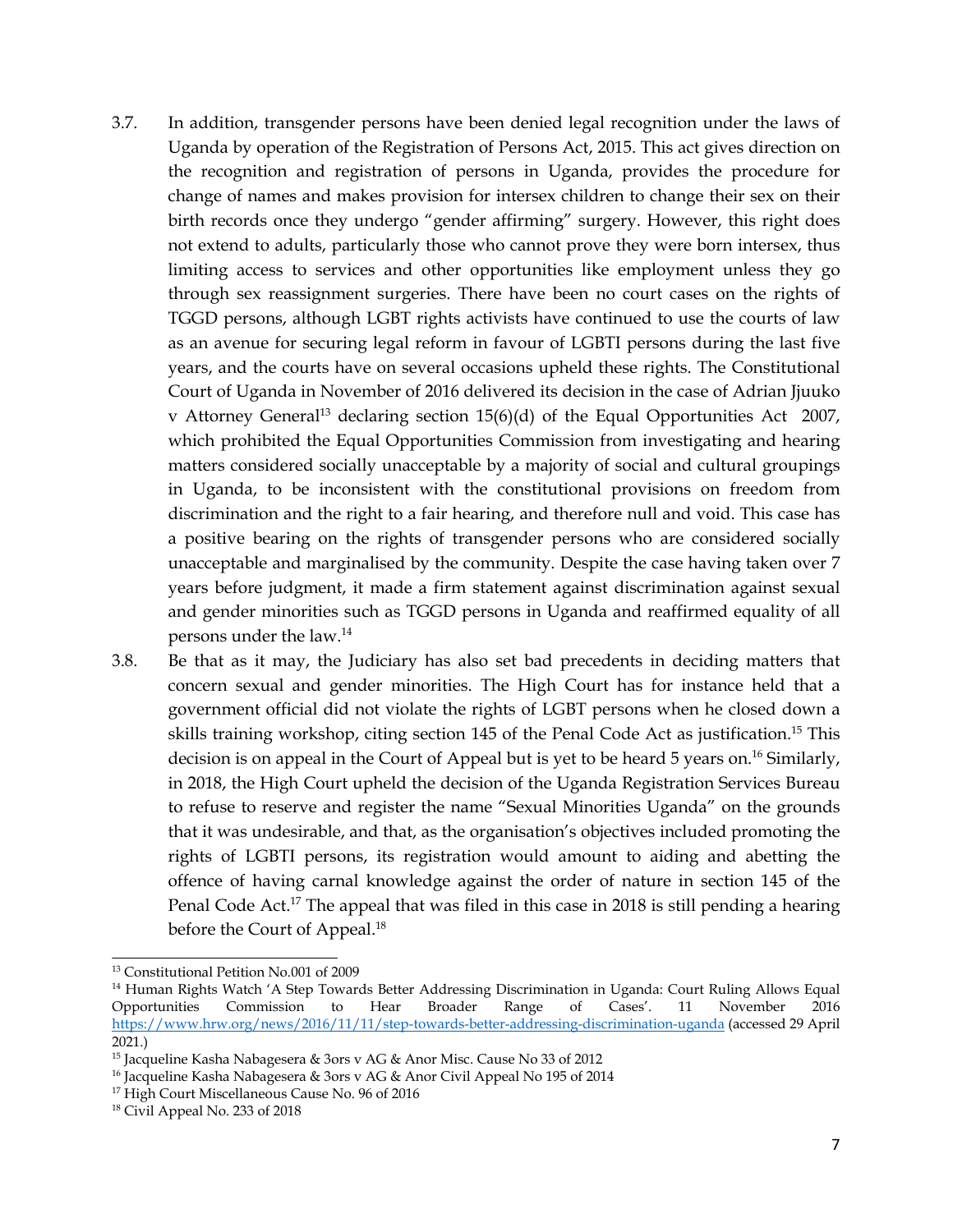3.7. In addition, transgender persons have been denied legal recognition under the laws of Uganda by operation of the Registration of Persons Act, 2015. This act gives direction on the recognition and registration of persons in Uganda, provides the procedure for change of names and makes provision for intersex children to change their sex on their birth records once they undergo "gender affirming" surgery. However, this right does not extend to adults, particularly those who cannot prove they were born intersex, thus limiting access to services and other opportunities like employment unless they go through sex reassignment surgeries. There have been no court cases on the rights of TGGD persons, although LGBT rights activists have continued to use the courts of law as an avenue for securing legal reform in favour of LGBTI persons during the last five years, and the courts have on several occasions upheld these rights. The Constitutional Court of Uganda in November of 2016 delivered its decision in the case of Adrian Jjuuko v Attorney General[13] declaring section 15(6)(d) of the Equal Opportunities Act 2007, which prohibited the Equal Opportunities Commission from investigating and hearing matters considered socially unacceptable by a majority of social and cultural groupings in Uganda, to be inconsistent with the constitutional provisions on freedom from discrimination and the right to a fair hearing, and therefore null and void. This case has a positive bearing on the rights of transgender persons who are considered socially unacceptable and marginalised by the community. Despite the case having taken over 7 years before judgment, it made a firm statement against discrimination against sexual and gender minorities such as TGGD persons in Uganda and reaffirmed equality of all persons under the law.[14]

3.8. Be that as it may, the Judiciary has also set bad precedents in deciding matters that concern sexual and gender minorities. The High Court has for instance held that a government official did not violate the rights of LGBT persons when he closed down a skills training workshop, citing section 145 of the Penal Code Act as justification.[15] This decision is on appeal in the Court of Appeal but is yet to be heard 5 years on.[16] Similarly, in 2018, the High Court upheld the decision of the Uganda Registration Services Bureau to refuse to reserve and register the name "Sexual Minorities Uganda" on the grounds that it was undesirable, and that, as the organisation's objectives included promoting the rights of LGBTI persons, its registration would amount to aiding and abetting the offence of having carnal knowledge against the order of nature in section 145 of the Penal Code Act.[17] The appeal that was filed in this case in 2018 is still pending a hearing before the Court of Appeal.[18]

---

[13] Constitutional Petition No.001 of 2009

[14] Human Rights Watch 'A Step Towards Better Addressing Discrimination in Uganda: Court Ruling Allows Equal Opportunities Commission to Hear Broader Range of Cases'. 11 November 2016 https://www.hrw.org/news/2016/11/11/step-towards-better-addressing-discrimination-uganda (accessed 29 April 2021.)

[15] Jacqueline Kasha Nabagesera & 3ors v AG & Anor Misc. Cause No 33 of 2012

[16] Jacqueline Kasha Nabagesera & 3ors v AG & Anor Civil Appeal No 195 of 2014

[17] High Court Miscellaneous Cause No. 96 of 2016

[18] Civil Appeal No. 233 of 2018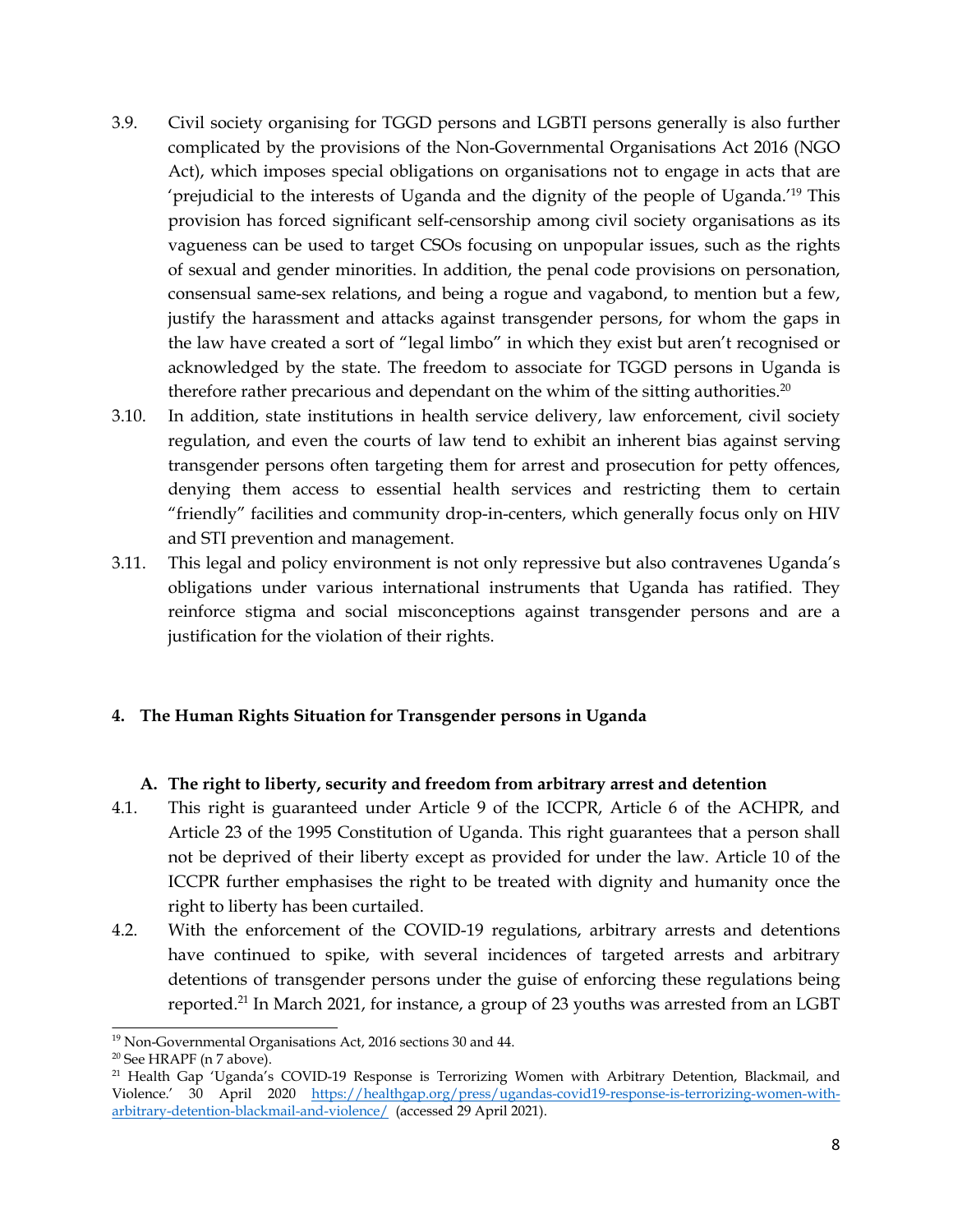3.9. Civil society organising for TGGD persons and LGBTI persons generally is also further complicated by the provisions of the Non-Governmental Organisations Act 2016 (NGO Act), which imposes special obligations on organisations not to engage in acts that are 'prejudicial to the interests of Uganda and the dignity of the people of Uganda.'[19] This provision has forced significant self-censorship among civil society organisations as its vagueness can be used to target CSOs focusing on unpopular issues, such as the rights of sexual and gender minorities. In addition, the penal code provisions on personation, consensual same-sex relations, and being a rogue and vagabond, to mention but a few, justify the harassment and attacks against transgender persons, for whom the gaps in the law have created a sort of "legal limbo" in which they exist but aren't recognised or acknowledged by the state. The freedom to associate for TGGD persons in Uganda is therefore rather precarious and dependant on the whim of the sitting authorities.[20]

3.10. In addition, state institutions in health service delivery, law enforcement, civil society regulation, and even the courts of law tend to exhibit an inherent bias against serving transgender persons often targeting them for arrest and prosecution for petty offences, denying them access to essential health services and restricting them to certain "friendly" facilities and community drop-in-centers, which generally focus only on HIV and STI prevention and management.

3.11. This legal and policy environment is not only repressive but also contravenes Uganda's obligations under various international instruments that Uganda has ratified. They reinforce stigma and social misconceptions against transgender persons and are a justification for the violation of their rights.

## 4. The Human Rights Situation for Transgender persons in Uganda

### A. The right to liberty, security and freedom from arbitrary arrest and detention

4.1. This right is guaranteed under Article 9 of the ICCPR, Article 6 of the ACHPR, and Article 23 of the 1995 Constitution of Uganda. This right guarantees that a person shall not be deprived of their liberty except as provided for under the law. Article 10 of the ICCPR further emphasises the right to be treated with dignity and humanity once the right to liberty has been curtailed.

4.2. With the enforcement of the COVID-19 regulations, arbitrary arrests and detentions have continued to spike, with several incidences of targeted arrests and arbitrary detentions of transgender persons under the guise of enforcing these regulations being reported.[21] In March 2021, for instance, a group of 23 youths was arrested from an LGBT

---

[19] Non-Governmental Organisations Act, 2016 sections 30 and 44.

[20] See HRAPF (n 7 above).

[21] Health Gap 'Uganda's COVID-19 Response is Terrorizing Women with Arbitrary Detention, Blackmail, and Violence.' 30 April 2020 https://healthgap.org/press/ugandas-covid19-response-is-terrorizing-women-with-arbitrary-detention-blackmail-and-violence/ (accessed 29 April 2021).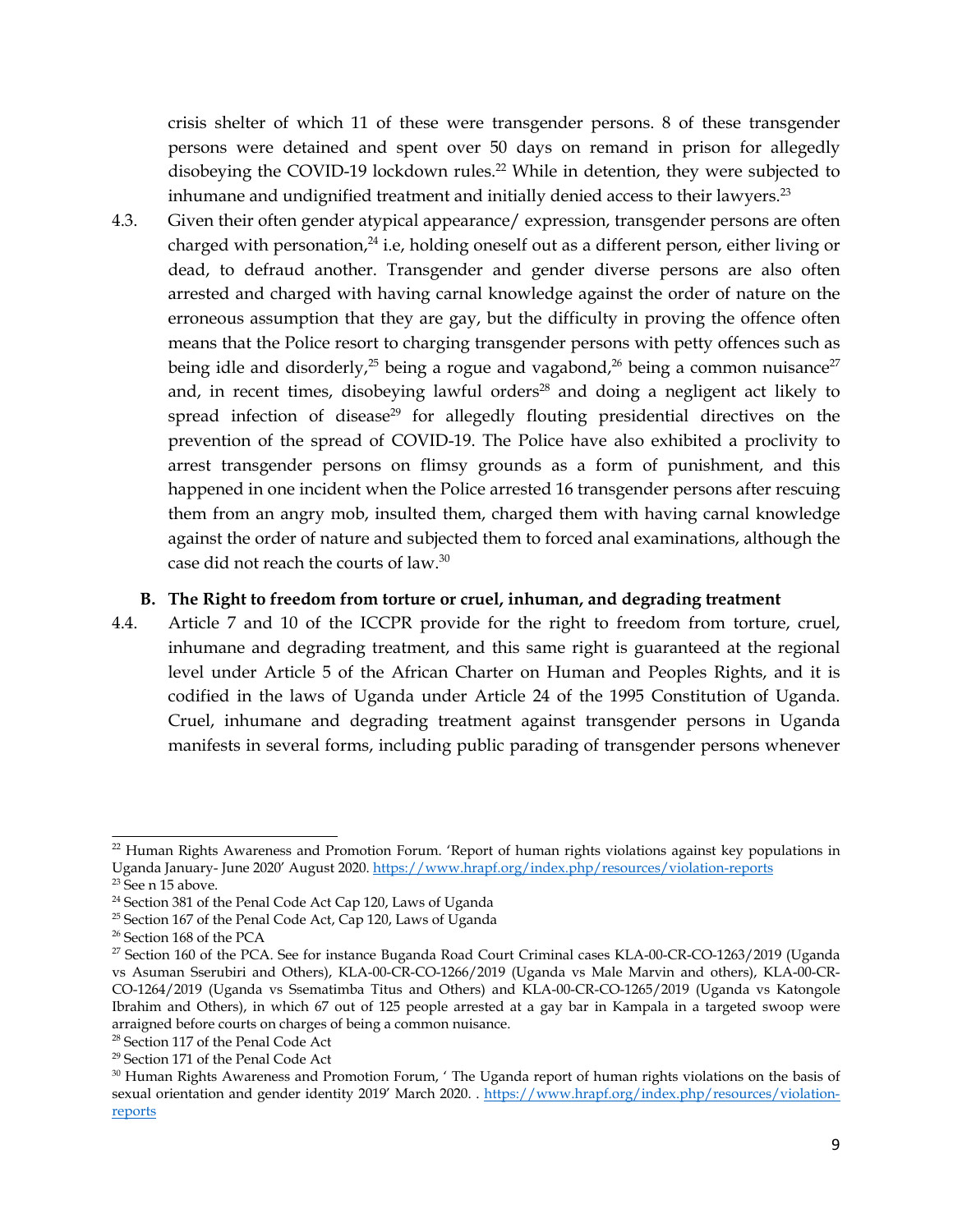crisis shelter of which 11 of these were transgender persons. 8 of these transgender persons were detained and spent over 50 days on remand in prison for allegedly disobeying the COVID-19 lockdown rules.[22] While in detention, they were subjected to inhumane and undignified treatment and initially denied access to their lawyers.[23]

4.3. Given their often gender atypical appearance/ expression, transgender persons are often charged with personation,[24] i.e, holding oneself out as a different person, either living or dead, to defraud another. Transgender and gender diverse persons are also often arrested and charged with having carnal knowledge against the order of nature on the erroneous assumption that they are gay, but the difficulty in proving the offence often means that the Police resort to charging transgender persons with petty offences such as being idle and disorderly,[25] being a rogue and vagabond,[26] being a common nuisance[27] and, in recent times, disobeying lawful orders[28] and doing a negligent act likely to spread infection of disease[29] for allegedly flouting presidential directives on the prevention of the spread of COVID-19. The Police have also exhibited a proclivity to arrest transgender persons on flimsy grounds as a form of punishment, and this happened in one incident when the Police arrested 16 transgender persons after rescuing them from an angry mob, insulted them, charged them with having carnal knowledge against the order of nature and subjected them to forced anal examinations, although the case did not reach the courts of law.[30]

**B. The Right to freedom from torture or cruel, inhuman, and degrading treatment**

4.4. Article 7 and 10 of the ICCPR provide for the right to freedom from torture, cruel, inhumane and degrading treatment, and this same right is guaranteed at the regional level under Article 5 of the African Charter on Human and Peoples Rights, and it is codified in the laws of Uganda under Article 24 of the 1995 Constitution of Uganda. Cruel, inhumane and degrading treatment against transgender persons in Uganda manifests in several forms, including public parading of transgender persons whenever

---

[22] Human Rights Awareness and Promotion Forum. 'Report of human rights violations against key populations in Uganda January- June 2020' August 2020. https://www.hrapf.org/index.php/resources/violation-reports

[23] See n 15 above.

[24] Section 381 of the Penal Code Act Cap 120, Laws of Uganda

[25] Section 167 of the Penal Code Act, Cap 120, Laws of Uganda

[26] Section 168 of the PCA

[27] Section 160 of the PCA. See for instance Buganda Road Court Criminal cases KLA-00-CR-CO-1263/2019 (Uganda vs Asuman Sserubiri and Others), KLA-00-CR-CO-1266/2019 (Uganda vs Male Marvin and others), KLA-00-CR-CO-1264/2019 (Uganda vs Ssematimba Titus and Others) and KLA-00-CR-CO-1265/2019 (Uganda vs Katongole Ibrahim and Others), in which 67 out of 125 people arrested at a gay bar in Kampala in a targeted swoop were arraigned before courts on charges of being a common nuisance.

[28] Section 117 of the Penal Code Act

[29] Section 171 of the Penal Code Act

[30] Human Rights Awareness and Promotion Forum, ' The Uganda report of human rights violations on the basis of sexual orientation and gender identity 2019' March 2020. . https://www.hrapf.org/index.php/resources/violation-reports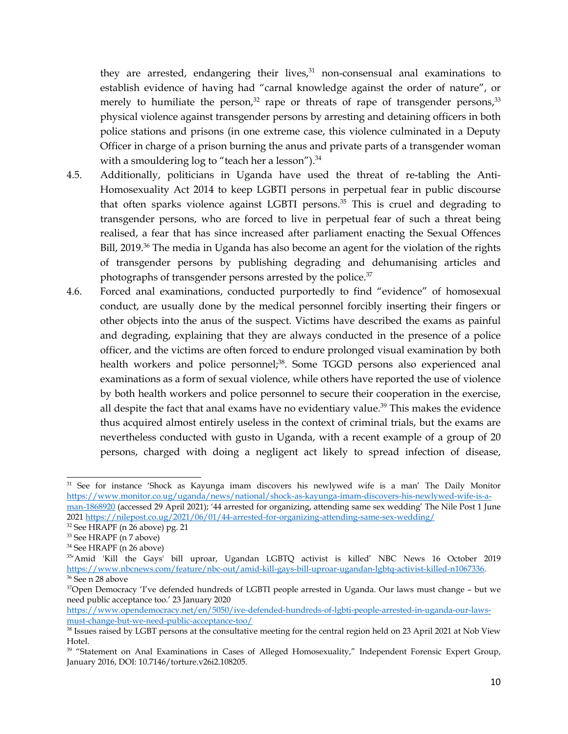they are arrested, endangering their lives,[31] non-consensual anal examinations to establish evidence of having had "carnal knowledge against the order of nature", or merely to humiliate the person,[32] rape or threats of rape of transgender persons,[33] physical violence against transgender persons by arresting and detaining officers in both police stations and prisons (in one extreme case, this violence culminated in a Deputy Officer in charge of a prison burning the anus and private parts of a transgender woman with a smouldering log to "teach her a lesson").[34]

4.5. Additionally, politicians in Uganda have used the threat of re-tabling the Anti-Homosexuality Act 2014 to keep LGBTI persons in perpetual fear in public discourse that often sparks violence against LGBTI persons.[35] This is cruel and degrading to transgender persons, who are forced to live in perpetual fear of such a threat being realised, a fear that has since increased after parliament enacting the Sexual Offences Bill, 2019.[36] The media in Uganda has also become an agent for the violation of the rights of transgender persons by publishing degrading and dehumanising articles and photographs of transgender persons arrested by the police.[37]

4.6. Forced anal examinations, conducted purportedly to find "evidence" of homosexual conduct, are usually done by the medical personnel forcibly inserting their fingers or other objects into the anus of the suspect. Victims have described the exams as painful and degrading, explaining that they are always conducted in the presence of a police officer, and the victims are often forced to endure prolonged visual examination by both health workers and police personnel;[38]. Some TGGD persons also experienced anal examinations as a form of sexual violence, while others have reported the use of violence by both health workers and police personnel to secure their cooperation in the exercise, all despite the fact that anal exams have no evidentiary value.[39] This makes the evidence thus acquired almost entirely useless in the context of criminal trials, but the exams are nevertheless conducted with gusto in Uganda, with a recent example of a group of 20 persons, charged with doing a negligent act likely to spread infection of disease,

---

[31] See for instance 'Shock as Kayunga imam discovers his newlywed wife is a man' The Daily Monitor https://www.monitor.co.ug/uganda/news/national/shock-as-kayunga-imam-discovers-his-newlywed-wife-is-a-man-1868920 (accessed 29 April 2021); '44 arrested for organizing, attending same sex wedding' The Nile Post 1 June 2021 https://nilepost.co.ug/2021/06/01/44-arrested-for-organizing-attending-same-sex-wedding/

[32] See HRAPF (n 26 above) pg. 21

[33] See HRAPF (n 7 above)

[34] See HRAPF (n 26 above)

[35] 'Amid 'Kill the Gays' bill uproar, Ugandan LGBTQ activist is killed' NBC News 16 October 2019 https://www.nbcnews.com/feature/nbc-out/amid-kill-gays-bill-uproar-ugandan-lgbtq-activist-killed-n1067336.

[36] See n 28 above

[37] Open Democracy 'I've defended hundreds of LGBTI people arrested in Uganda. Our laws must change – but we need public acceptance too.' 23 January 2020 https://www.opendemocracy.net/en/5050/ive-defended-hundreds-of-lgbti-people-arrested-in-uganda-our-laws-must-change-but-we-need-public-acceptance-too/

[38] Issues raised by LGBT persons at the consultative meeting for the central region held on 23 April 2021 at Nob View Hotel.

[39] "Statement on Anal Examinations in Cases of Alleged Homosexuality," Independent Forensic Expert Group, January 2016, DOI: 10.7146/torture.v26i2.108205.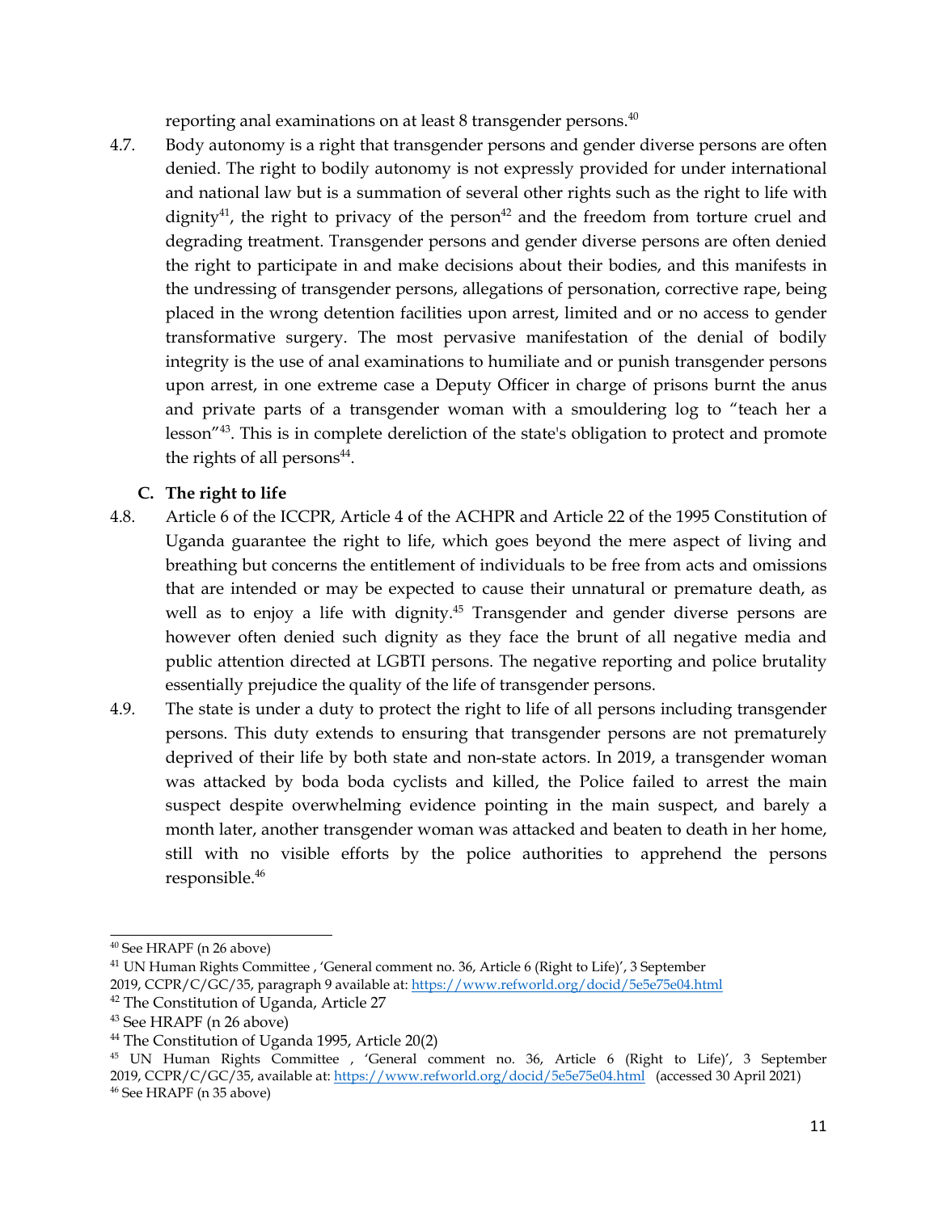reporting anal examinations on at least 8 transgender persons.[40]

4.7. Body autonomy is a right that transgender persons and gender diverse persons are often denied. The right to bodily autonomy is not expressly provided for under international and national law but is a summation of several other rights such as the right to life with dignity[41], the right to privacy of the person[42] and the freedom from torture cruel and degrading treatment. Transgender persons and gender diverse persons are often denied the right to participate in and make decisions about their bodies, and this manifests in the undressing of transgender persons, allegations of personation, corrective rape, being placed in the wrong detention facilities upon arrest, limited and or no access to gender transformative surgery. The most pervasive manifestation of the denial of bodily integrity is the use of anal examinations to humiliate and or punish transgender persons upon arrest, in one extreme case a Deputy Officer in charge of prisons burnt the anus and private parts of a transgender woman with a smouldering log to "teach her a lesson"[43]. This is in complete dereliction of the state's obligation to protect and promote the rights of all persons[44].

### C. The right to life

4.8. Article 6 of the ICCPR, Article 4 of the ACHPR and Article 22 of the 1995 Constitution of Uganda guarantee the right to life, which goes beyond the mere aspect of living and breathing but concerns the entitlement of individuals to be free from acts and omissions that are intended or may be expected to cause their unnatural or premature death, as well as to enjoy a life with dignity.[45] Transgender and gender diverse persons are however often denied such dignity as they face the brunt of all negative media and public attention directed at LGBTI persons. The negative reporting and police brutality essentially prejudice the quality of the life of transgender persons.

4.9. The state is under a duty to protect the right to life of all persons including transgender persons. This duty extends to ensuring that transgender persons are not prematurely deprived of their life by both state and non-state actors. In 2019, a transgender woman was attacked by boda boda cyclists and killed, the Police failed to arrest the main suspect despite overwhelming evidence pointing in the main suspect, and barely a month later, another transgender woman was attacked and beaten to death in her home, still with no visible efforts by the police authorities to apprehend the persons responsible.[46]

---

[40] See HRAPF (n 26 above)

[41] UN Human Rights Committee , 'General comment no. 36, Article 6 (Right to Life)', 3 September 2019, CCPR/C/GC/35, paragraph 9 available at: https://www.refworld.org/docid/5e5e75e04.html

[42] The Constitution of Uganda, Article 27

[43] See HRAPF (n 26 above)

[44] The Constitution of Uganda 1995, Article 20(2)

[45] UN Human Rights Committee , 'General comment no. 36, Article 6 (Right to Life)', 3 September 2019, CCPR/C/GC/35, available at: https://www.refworld.org/docid/5e5e75e04.html (accessed 30 April 2021)

[46] See HRAPF (n 35 above)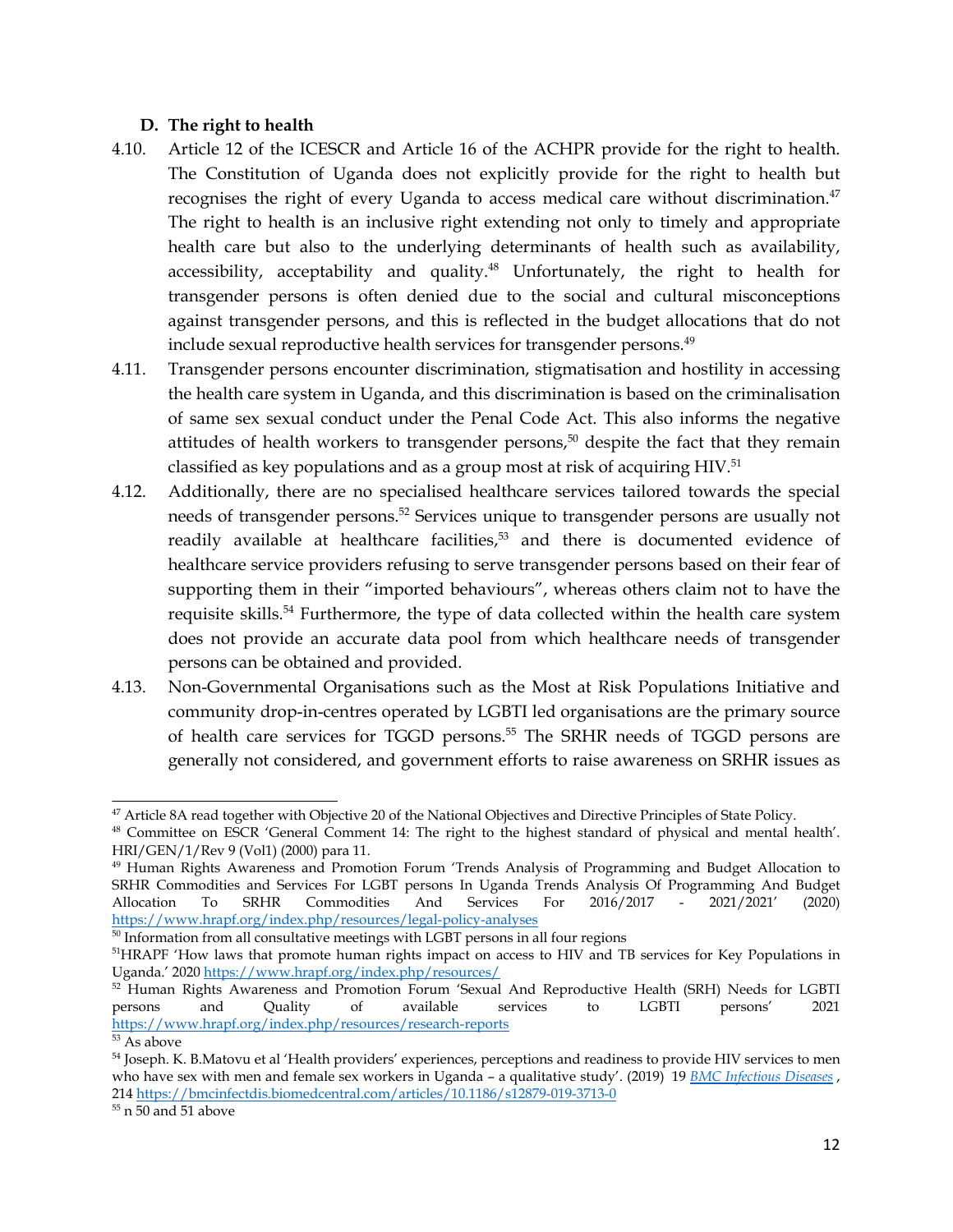### D. The right to health

4.10. Article 12 of the ICESCR and Article 16 of the ACHPR provide for the right to health. The Constitution of Uganda does not explicitly provide for the right to health but recognises the right of every Uganda to access medical care without discrimination.[47] The right to health is an inclusive right extending not only to timely and appropriate health care but also to the underlying determinants of health such as availability, accessibility, acceptability and quality.[48] Unfortunately, the right to health for transgender persons is often denied due to the social and cultural misconceptions against transgender persons, and this is reflected in the budget allocations that do not include sexual reproductive health services for transgender persons.[49]

4.11. Transgender persons encounter discrimination, stigmatisation and hostility in accessing the health care system in Uganda, and this discrimination is based on the criminalisation of same sex sexual conduct under the Penal Code Act. This also informs the negative attitudes of health workers to transgender persons,[50] despite the fact that they remain classified as key populations and as a group most at risk of acquiring HIV.[51]

4.12. Additionally, there are no specialised healthcare services tailored towards the special needs of transgender persons.[52] Services unique to transgender persons are usually not readily available at healthcare facilities,[53] and there is documented evidence of healthcare service providers refusing to serve transgender persons based on their fear of supporting them in their "imported behaviours", whereas others claim not to have the requisite skills.[54] Furthermore, the type of data collected within the health care system does not provide an accurate data pool from which healthcare needs of transgender persons can be obtained and provided.

4.13. Non-Governmental Organisations such as the Most at Risk Populations Initiative and community drop-in-centres operated by LGBTI led organisations are the primary source of health care services for TGGD persons.[55] The SRHR needs of TGGD persons are generally not considered, and government efforts to raise awareness on SRHR issues as

---

[47] Article 8A read together with Objective 20 of the National Objectives and Directive Principles of State Policy.

[48] Committee on ESCR 'General Comment 14: The right to the highest standard of physical and mental health'. HRI/GEN/1/Rev 9 (Vol1) (2000) para 11.

[49] Human Rights Awareness and Promotion Forum 'Trends Analysis of Programming and Budget Allocation to SRHR Commodities and Services For LGBT persons In Uganda Trends Analysis Of Programming And Budget Allocation To SRHR Commodities And Services For 2016/2017 - 2021/2021' (2020) https://www.hrapf.org/index.php/resources/legal-policy-analyses

[50] Information from all consultative meetings with LGBT persons in all four regions

[51] HRAPF 'How laws that promote human rights impact on access to HIV and TB services for Key Populations in Uganda.' 2020 https://www.hrapf.org/index.php/resources/

[52] Human Rights Awareness and Promotion Forum 'Sexual And Reproductive Health (SRH) Needs for LGBTI persons and Quality of available services to LGBTI persons' 2021 https://www.hrapf.org/index.php/resources/research-reports

[53] As above

[54] Joseph. K. B.Matovu et al 'Health providers' experiences, perceptions and readiness to provide HIV services to men who have sex with men and female sex workers in Uganda – a qualitative study'. (2019) 19 *BMC Infectious Diseases*, 214 https://bmcinfectdis.biomedcentral.com/articles/10.1186/s12879-019-3713-0

[55] n 50 and 51 above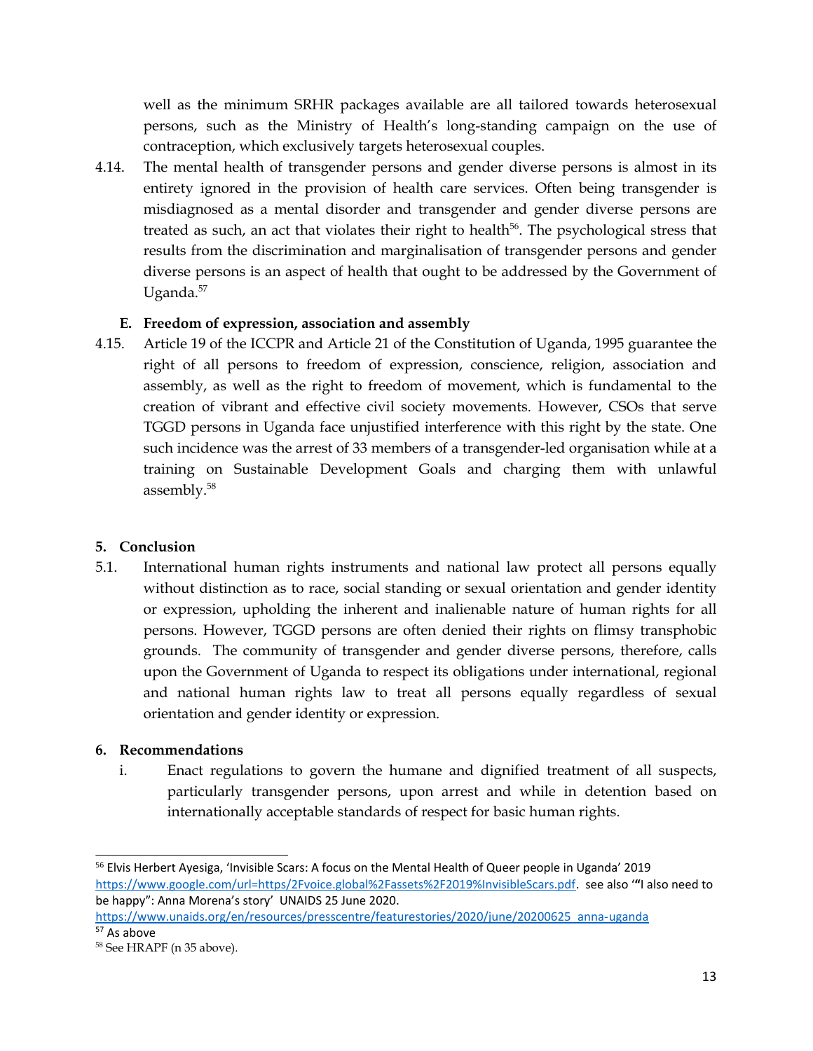well as the minimum SRHR packages available are all tailored towards heterosexual persons, such as the Ministry of Health's long-standing campaign on the use of contraception, which exclusively targets heterosexual couples.

4.14. The mental health of transgender persons and gender diverse persons is almost in its entirety ignored in the provision of health care services. Often being transgender is misdiagnosed as a mental disorder and transgender and gender diverse persons are treated as such, an act that violates their right to health[56]. The psychological stress that results from the discrimination and marginalisation of transgender persons and gender diverse persons is an aspect of health that ought to be addressed by the Government of Uganda.[57]

### E. Freedom of expression, association and assembly

4.15. Article 19 of the ICCPR and Article 21 of the Constitution of Uganda, 1995 guarantee the right of all persons to freedom of expression, conscience, religion, association and assembly, as well as the right to freedom of movement, which is fundamental to the creation of vibrant and effective civil society movements. However, CSOs that serve TGGD persons in Uganda face unjustified interference with this right by the state. One such incidence was the arrest of 33 members of a transgender-led organisation while at a training on Sustainable Development Goals and charging them with unlawful assembly.[58]

## 5. Conclusion

5.1. International human rights instruments and national law protect all persons equally without distinction as to race, social standing or sexual orientation and gender identity or expression, upholding the inherent and inalienable nature of human rights for all persons. However, TGGD persons are often denied their rights on flimsy transphobic grounds. The community of transgender and gender diverse persons, therefore, calls upon the Government of Uganda to respect its obligations under international, regional and national human rights law to treat all persons equally regardless of sexual orientation and gender identity or expression.

## 6. Recommendations

i. Enact regulations to govern the humane and dignified treatment of all suspects, particularly transgender persons, upon arrest and while in detention based on internationally acceptable standards of respect for basic human rights.

---

[56] Elvis Herbert Ayesiga, 'Invisible Scars: A focus on the Mental Health of Queer people in Uganda' 2019 https://www.google.com/url=https/2Fvoice.global%2Fassets%2F2019%InvisibleScars.pdf. see also '"I also need to be happy": Anna Morena's story' UNAIDS 25 June 2020. https://www.unaids.org/en/resources/presscentre/featurestories/2020/june/20200625_anna-uganda

[57] As above

[58] See HRAPF (n 35 above).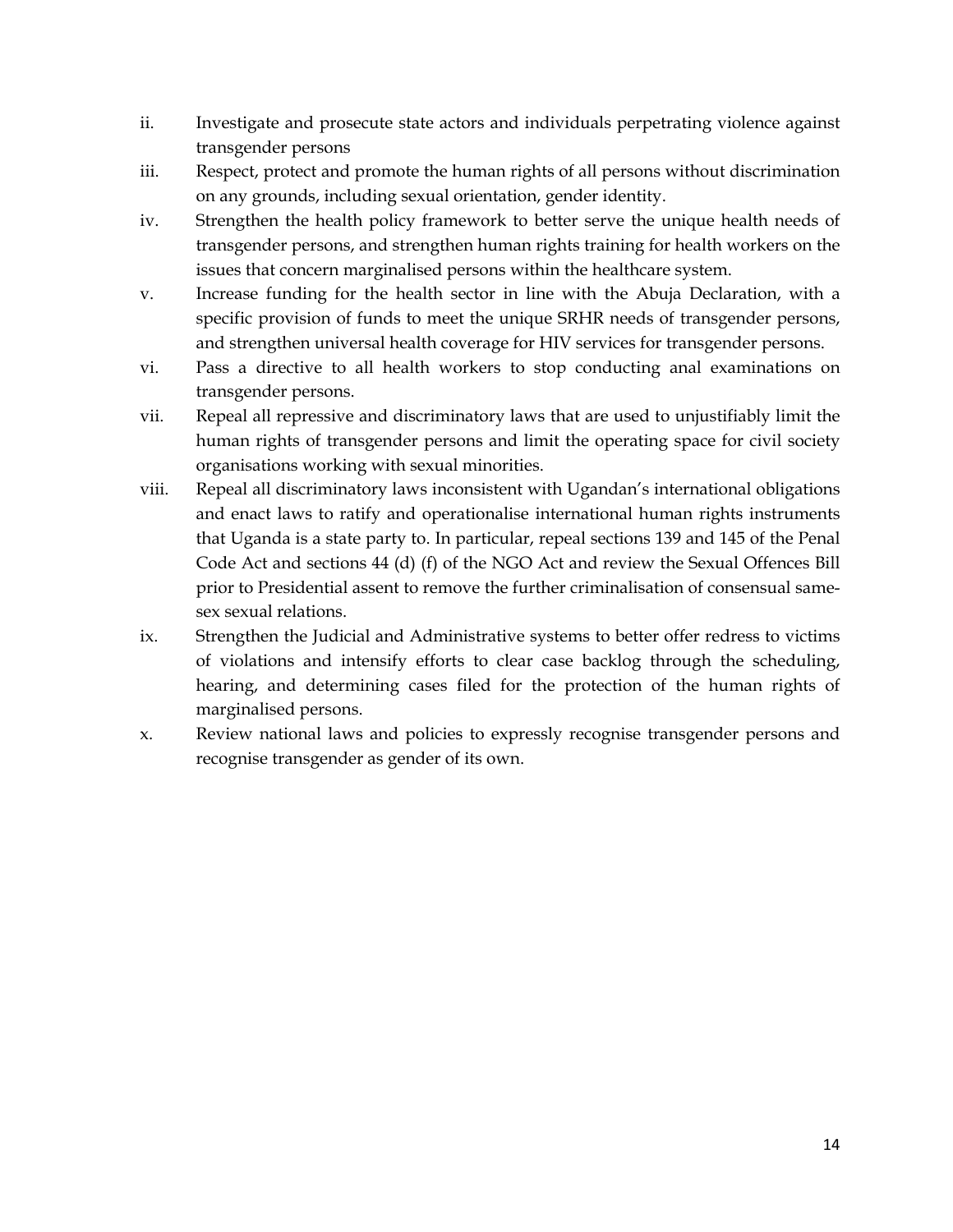ii. Investigate and prosecute state actors and individuals perpetrating violence against transgender persons

iii. Respect, protect and promote the human rights of all persons without discrimination on any grounds, including sexual orientation, gender identity.

iv. Strengthen the health policy framework to better serve the unique health needs of transgender persons, and strengthen human rights training for health workers on the issues that concern marginalised persons within the healthcare system.

v. Increase funding for the health sector in line with the Abuja Declaration, with a specific provision of funds to meet the unique SRHR needs of transgender persons, and strengthen universal health coverage for HIV services for transgender persons.

vi. Pass a directive to all health workers to stop conducting anal examinations on transgender persons.

vii. Repeal all repressive and discriminatory laws that are used to unjustifiably limit the human rights of transgender persons and limit the operating space for civil society organisations working with sexual minorities.

viii. Repeal all discriminatory laws inconsistent with Ugandan's international obligations and enact laws to ratify and operationalise international human rights instruments that Uganda is a state party to. In particular, repeal sections 139 and 145 of the Penal Code Act and sections 44 (d) (f) of the NGO Act and review the Sexual Offences Bill prior to Presidential assent to remove the further criminalisation of consensual same-sex sexual relations.

ix. Strengthen the Judicial and Administrative systems to better offer redress to victims of violations and intensify efforts to clear case backlog through the scheduling, hearing, and determining cases filed for the protection of the human rights of marginalised persons.

x. Review national laws and policies to expressly recognise transgender persons and recognise transgender as gender of its own.